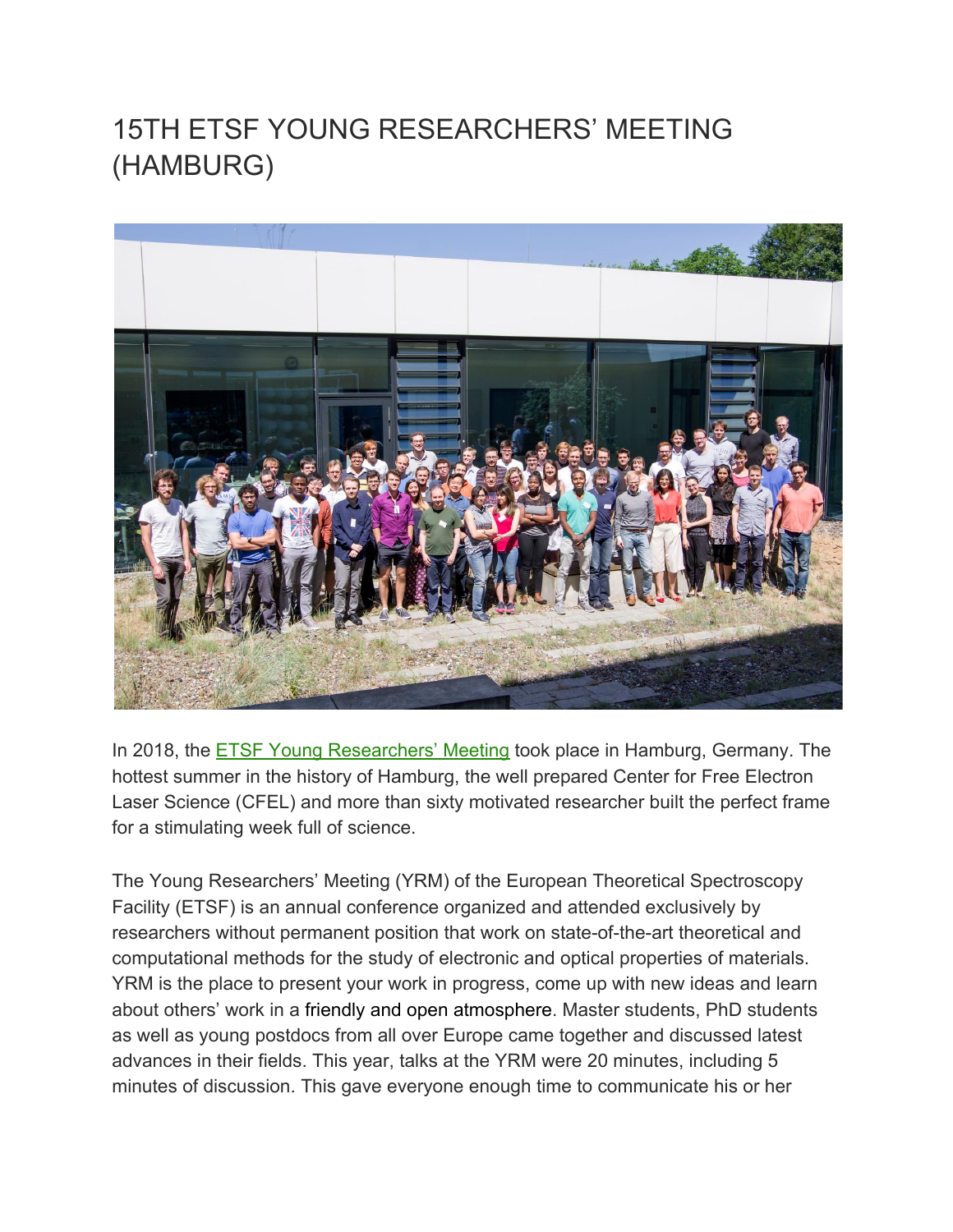# 15TH ETSF YOUNG RESEARCHERS' MEETING (HAMBURG)

In 2018, the ETSF Young Researchers' Meeting took place in Hamburg, Germany. The hottest summer in the history of Hamburg, the well prepared Center for Free Electron Laser Science (CFEL) and more than sixty motivated researcher built the perfect frame for a stimulating week full of science.

The Young Researchers' Meeting (YRM) of the European Theoretical Spectroscopy Facility (ETSF) is an annual conference organized and attended exclusively by researchers without permanent position that work on state-of-the-art theoretical and computational methods for the study of electronic and optical properties of materials. YRM is the place to present your work in progress, come up with new ideas and learn about others' work in a friendly and open atmosphere. Master students, PhD students as well as young postdocs from all over Europe came together and discussed latest advances in their fields. This year, talks at the YRM were 20 minutes, including 5 minutes of discussion. This gave everyone enough time to communicate his or her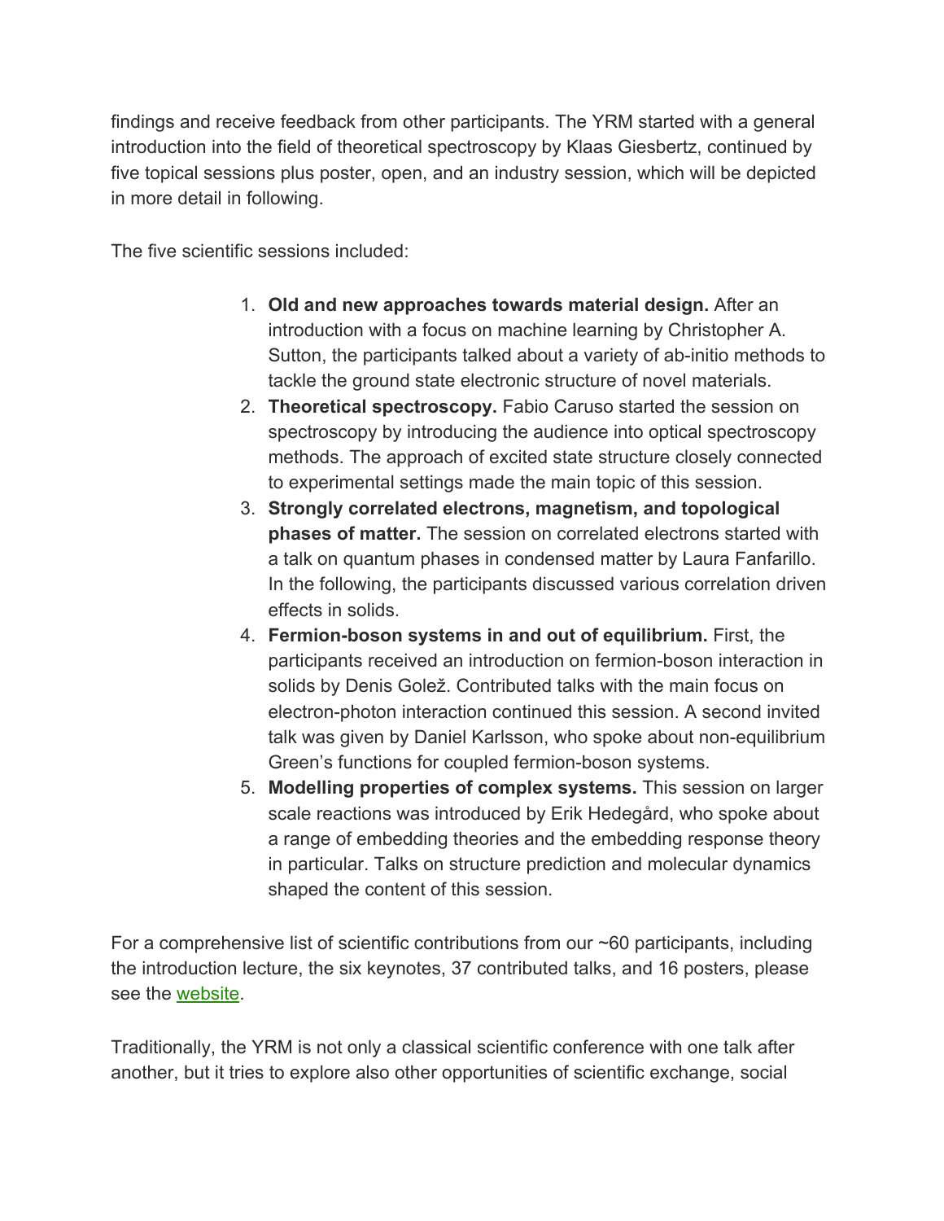findings and receive feedback from other participants. The YRM started with a general introduction into the field of theoretical spectroscopy by Klaas Giesbertz, continued by five topical sessions plus poster, open, and an industry session, which will be depicted in more detail in following.

The five scientific sessions included:

1. **Old and new approaches towards material design.** After an introduction with a focus on machine learning by Christopher A. Sutton, the participants talked about a variety of ab-initio methods to tackle the ground state electronic structure of novel materials.
2. **Theoretical spectroscopy.** Fabio Caruso started the session on spectroscopy by introducing the audience into optical spectroscopy methods. The approach of excited state structure closely connected to experimental settings made the main topic of this session.
3. **Strongly correlated electrons, magnetism, and topological phases of matter.** The session on correlated electrons started with a talk on quantum phases in condensed matter by Laura Fanfarillo. In the following, the participants discussed various correlation driven effects in solids.
4. **Fermion-boson systems in and out of equilibrium.** First, the participants received an introduction on fermion-boson interaction in solids by Denis Golež. Contributed talks with the main focus on electron-photon interaction continued this session. A second invited talk was given by Daniel Karlsson, who spoke about non-equilibrium Green's functions for coupled fermion-boson systems.
5. **Modelling properties of complex systems.** This session on larger scale reactions was introduced by Erik Hedegård, who spoke about a range of embedding theories and the embedding response theory in particular. Talks on structure prediction and molecular dynamics shaped the content of this session.

For a comprehensive list of scientific contributions from our ~60 participants, including the introduction lecture, the six keynotes, 37 contributed talks, and 16 posters, please see the website.

Traditionally, the YRM is not only a classical scientific conference with one talk after another, but it tries to explore also other opportunities of scientific exchange, social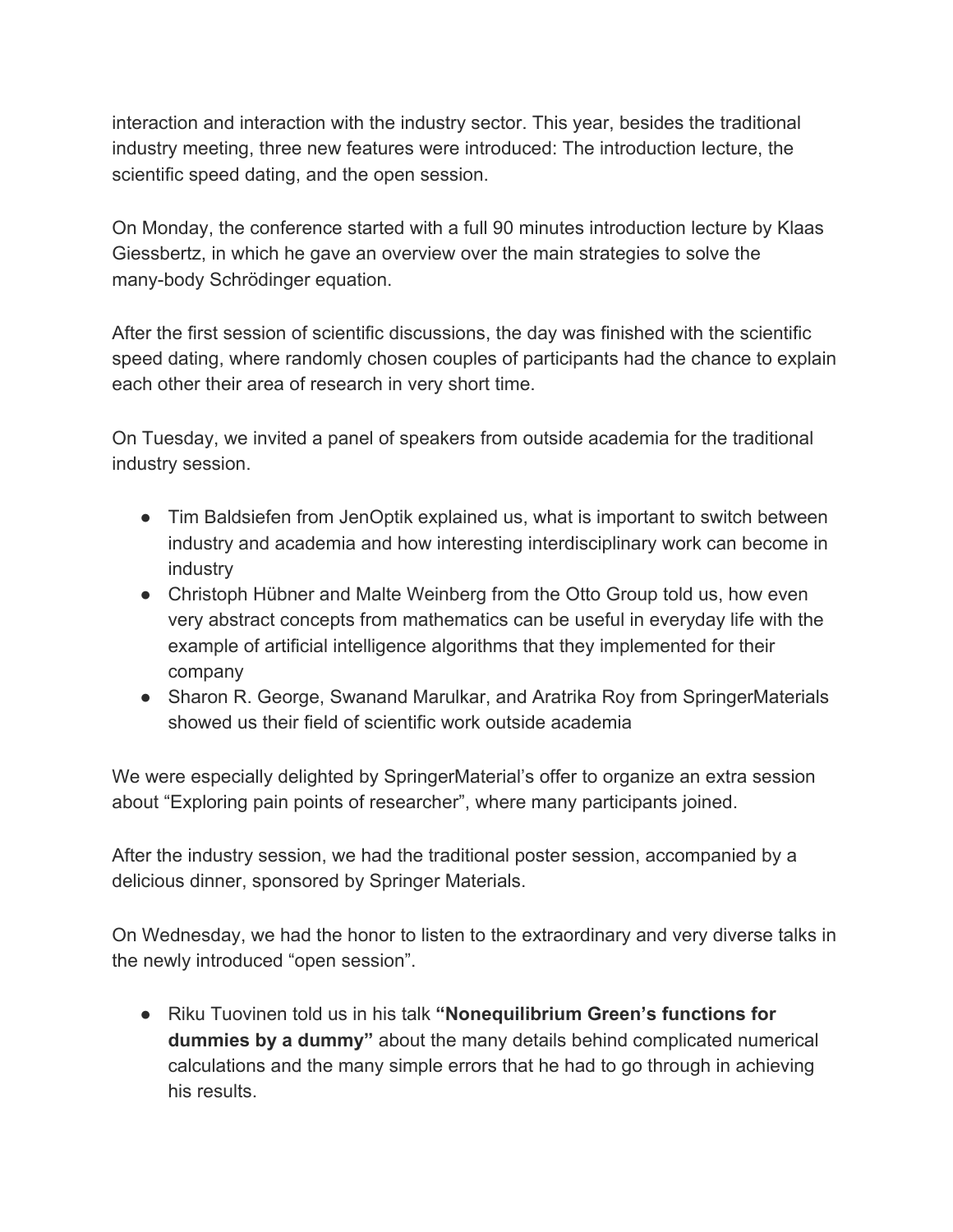interaction and interaction with the industry sector. This year, besides the traditional industry meeting, three new features were introduced: The introduction lecture, the scientific speed dating, and the open session.

On Monday, the conference started with a full 90 minutes introduction lecture by Klaas Giessbertz, in which he gave an overview over the main strategies to solve the many-body Schrödinger equation.

After the first session of scientific discussions, the day was finished with the scientific speed dating, where randomly chosen couples of participants had the chance to explain each other their area of research in very short time.

On Tuesday, we invited a panel of speakers from outside academia for the traditional industry session.

- Tim Baldsiefen from JenOptik explained us, what is important to switch between industry and academia and how interesting interdisciplinary work can become in industry
- Christoph Hübner and Malte Weinberg from the Otto Group told us, how even very abstract concepts from mathematics can be useful in everyday life with the example of artificial intelligence algorithms that they implemented for their company
- Sharon R. George, Swanand Marulkar, and Aratrika Roy from SpringerMaterials showed us their field of scientific work outside academia

We were especially delighted by SpringerMaterial's offer to organize an extra session about "Exploring pain points of researcher", where many participants joined.

After the industry session, we had the traditional poster session, accompanied by a delicious dinner, sponsored by Springer Materials.

On Wednesday, we had the honor to listen to the extraordinary and very diverse talks in the newly introduced "open session".

- Riku Tuovinen told us in his talk **"Nonequilibrium Green's functions for dummies by a dummy"** about the many details behind complicated numerical calculations and the many simple errors that he had to go through in achieving his results.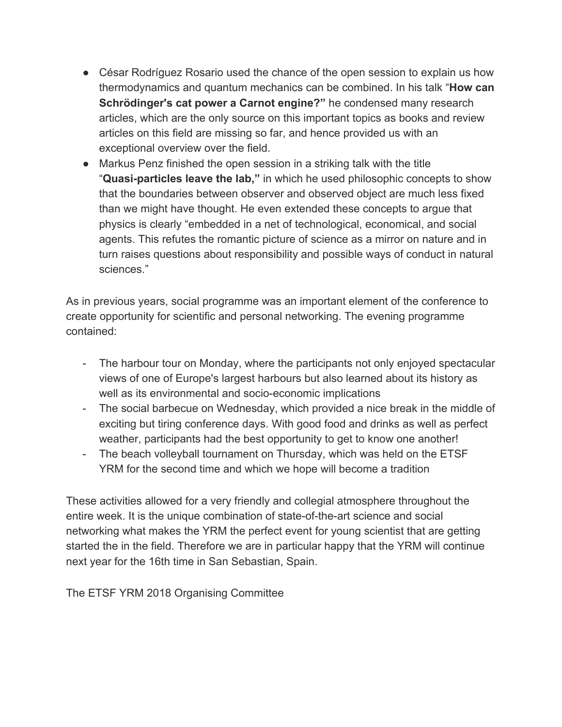- César Rodríguez Rosario used the chance of the open session to explain us how thermodynamics and quantum mechanics can be combined. In his talk "**How can Schrödinger's cat power a Carnot engine?"** he condensed many research articles, which are the only source on this important topics as books and review articles on this field are missing so far, and hence provided us with an exceptional overview over the field.
- Markus Penz finished the open session in a striking talk with the title "**Quasi-particles leave the lab,"** in which he used philosophic concepts to show that the boundaries between observer and observed object are much less fixed than we might have thought. He even extended these concepts to argue that physics is clearly "embedded in a net of technological, economical, and social agents. This refutes the romantic picture of science as a mirror on nature and in turn raises questions about responsibility and possible ways of conduct in natural sciences."

As in previous years, social programme was an important element of the conference to create opportunity for scientific and personal networking. The evening programme contained:

- The harbour tour on Monday, where the participants not only enjoyed spectacular views of one of Europe's largest harbours but also learned about its history as well as its environmental and socio-economic implications
- The social barbecue on Wednesday, which provided a nice break in the middle of exciting but tiring conference days. With good food and drinks as well as perfect weather, participants had the best opportunity to get to know one another!
- The beach volleyball tournament on Thursday, which was held on the ETSF YRM for the second time and which we hope will become a tradition

These activities allowed for a very friendly and collegial atmosphere throughout the entire week. It is the unique combination of state-of-the-art science and social networking what makes the YRM the perfect event for young scientist that are getting started the in the field. Therefore we are in particular happy that the YRM will continue next year for the 16th time in San Sebastian, Spain.

The ETSF YRM 2018 Organising Committee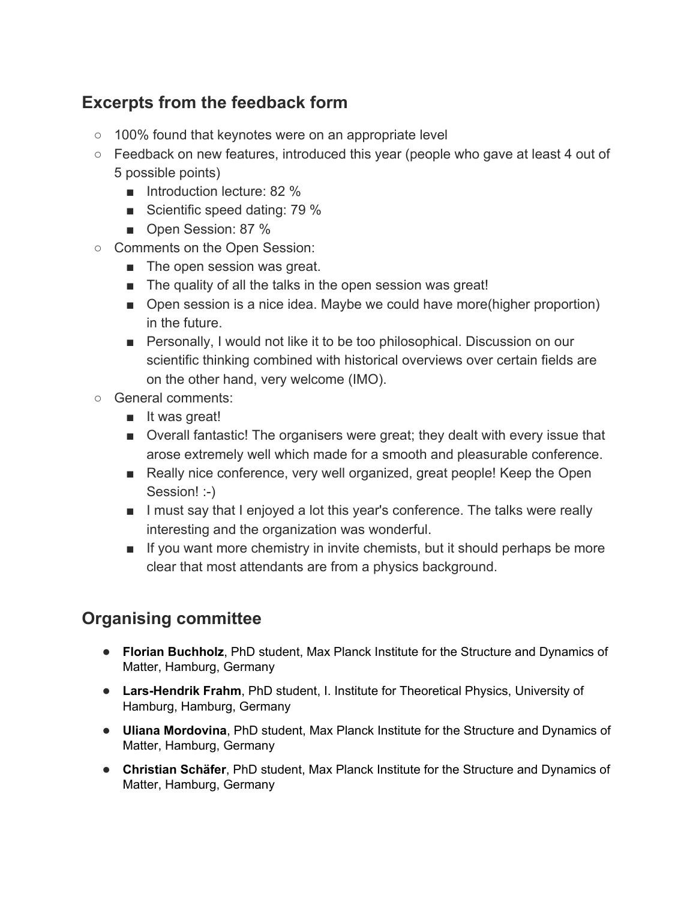## Excerpts from the feedback form

- 100% found that keynotes were on an appropriate level
- Feedback on new features, introduced this year (people who gave at least 4 out of 5 possible points)
  - Introduction lecture: 82 %
  - Scientific speed dating: 79 %
  - Open Session: 87 %
- Comments on the Open Session:
  - The open session was great.
  - The quality of all the talks in the open session was great!
  - Open session is a nice idea. Maybe we could have more(higher proportion) in the future.
  - Personally, I would not like it to be too philosophical. Discussion on our scientific thinking combined with historical overviews over certain fields are on the other hand, very welcome (IMO).
- General comments:
  - It was great!
  - Overall fantastic! The organisers were great; they dealt with every issue that arose extremely well which made for a smooth and pleasurable conference.
  - Really nice conference, very well organized, great people! Keep the Open Session! :-)
  - I must say that I enjoyed a lot this year's conference. The talks were really interesting and the organization was wonderful.
  - If you want more chemistry in invite chemists, but it should perhaps be more clear that most attendants are from a physics background.

## Organising committee

- **Florian Buchholz**, PhD student, Max Planck Institute for the Structure and Dynamics of Matter, Hamburg, Germany
- **Lars-Hendrik Frahm**, PhD student, I. Institute for Theoretical Physics, University of Hamburg, Hamburg, Germany
- **Uliana Mordovina**, PhD student, Max Planck Institute for the Structure and Dynamics of Matter, Hamburg, Germany
- **Christian Schäfer**, PhD student, Max Planck Institute for the Structure and Dynamics of Matter, Hamburg, Germany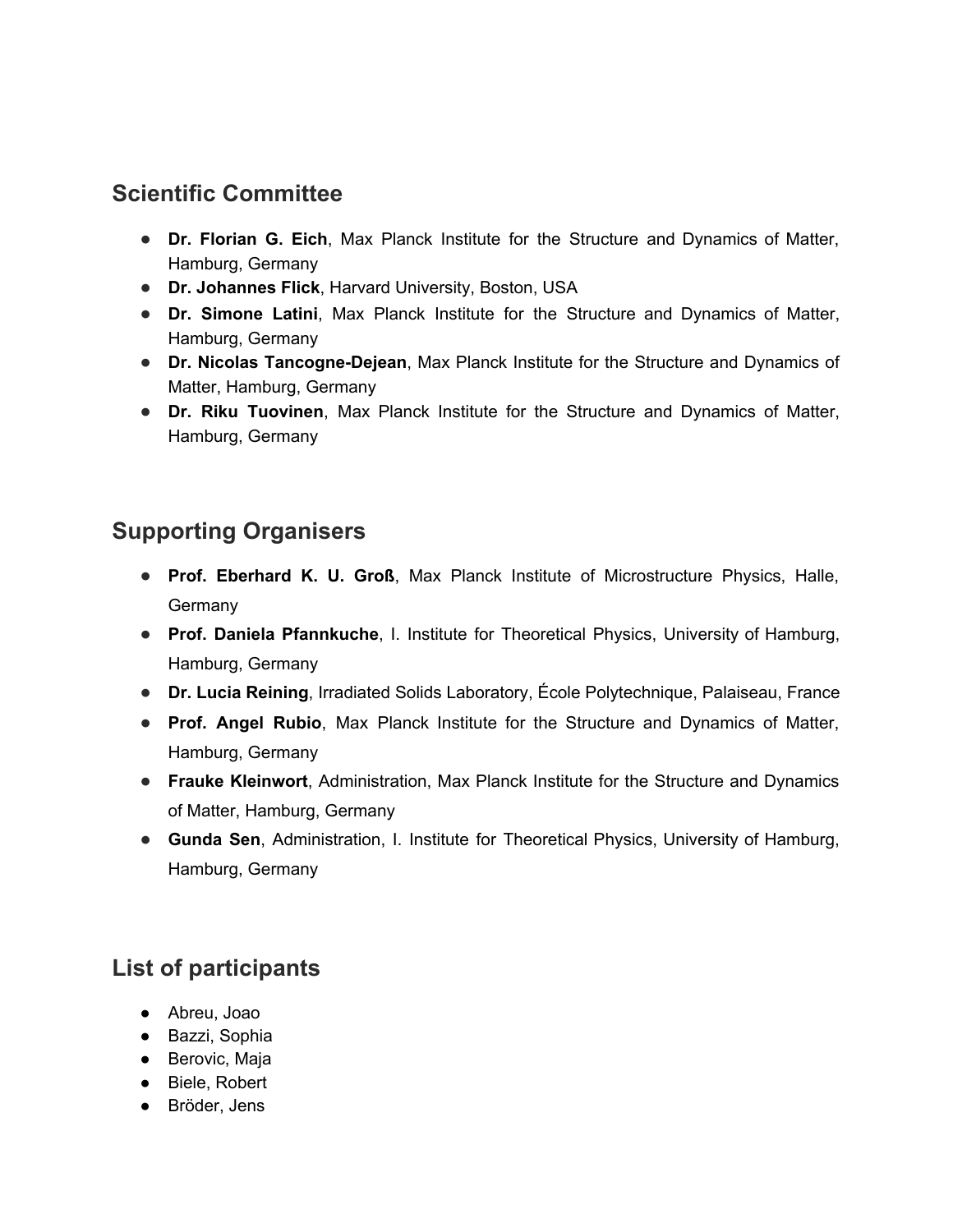## Scientific Committee

- **Dr. Florian G. Eich**, Max Planck Institute for the Structure and Dynamics of Matter, Hamburg, Germany
- **Dr. Johannes Flick**, Harvard University, Boston, USA
- **Dr. Simone Latini**, Max Planck Institute for the Structure and Dynamics of Matter, Hamburg, Germany
- **Dr. Nicolas Tancogne-Dejean**, Max Planck Institute for the Structure and Dynamics of Matter, Hamburg, Germany
- **Dr. Riku Tuovinen**, Max Planck Institute for the Structure and Dynamics of Matter, Hamburg, Germany

## Supporting Organisers

- **Prof. Eberhard K. U. Groß**, Max Planck Institute of Microstructure Physics, Halle, Germany
- **Prof. Daniela Pfannkuche**, I. Institute for Theoretical Physics, University of Hamburg, Hamburg, Germany
- **Dr. Lucia Reining**, Irradiated Solids Laboratory, École Polytechnique, Palaiseau, France
- **Prof. Angel Rubio**, Max Planck Institute for the Structure and Dynamics of Matter, Hamburg, Germany
- **Frauke Kleinwort**, Administration, Max Planck Institute for the Structure and Dynamics of Matter, Hamburg, Germany
- **Gunda Sen**, Administration, I. Institute for Theoretical Physics, University of Hamburg, Hamburg, Germany

## List of participants

- Abreu, Joao
- Bazzi, Sophia
- Berovic, Maja
- Biele, Robert
- Bröder, Jens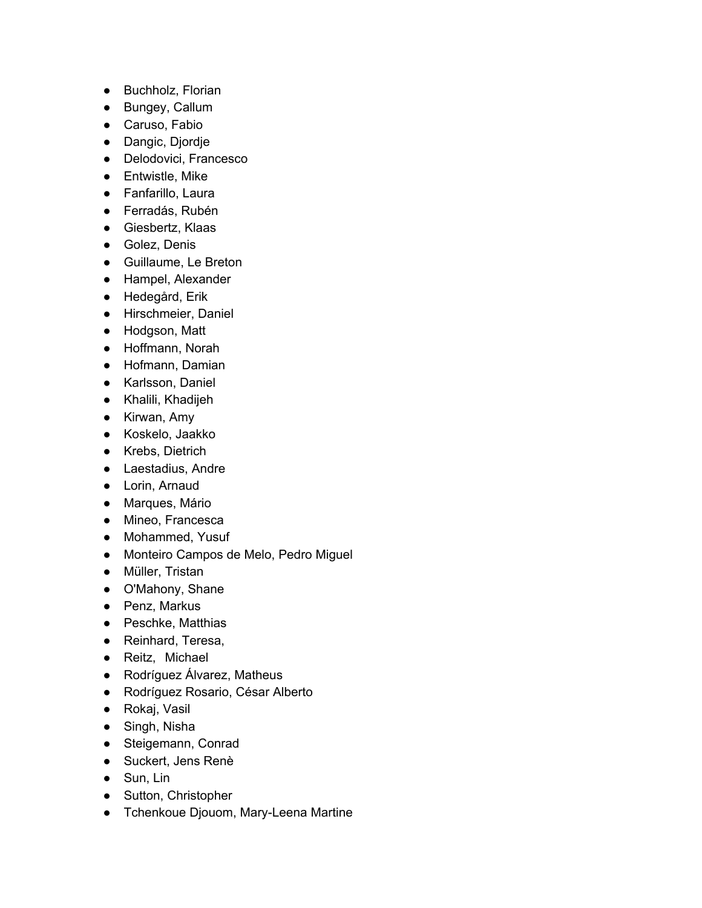- Buchholz, Florian
- Bungey, Callum
- Caruso, Fabio
- Dangic, Djordje
- Delodovici, Francesco
- Entwistle, Mike
- Fanfarillo, Laura
- Ferradás, Rubén
- Giesbertz, Klaas
- Golez, Denis
- Guillaume, Le Breton
- Hampel, Alexander
- Hedegård, Erik
- Hirschmeier, Daniel
- Hodgson, Matt
- Hoffmann, Norah
- Hofmann, Damian
- Karlsson, Daniel
- Khalili, Khadijeh
- Kirwan, Amy
- Koskelo, Jaakko
- Krebs, Dietrich
- Laestadius, Andre
- Lorin, Arnaud
- Marques, Mário
- Mineo, Francesca
- Mohammed, Yusuf
- Monteiro Campos de Melo, Pedro Miguel
- Müller, Tristan
- O'Mahony, Shane
- Penz, Markus
- Peschke, Matthias
- Reinhard, Teresa,
- Reitz, Michael
- Rodríguez Álvarez, Matheus
- Rodríguez Rosario, César Alberto
- Rokaj, Vasil
- Singh, Nisha
- Steigemann, Conrad
- Suckert, Jens Renè
- Sun, Lin
- Sutton, Christopher
- Tchenkoue Djouom, Mary-Leena Martine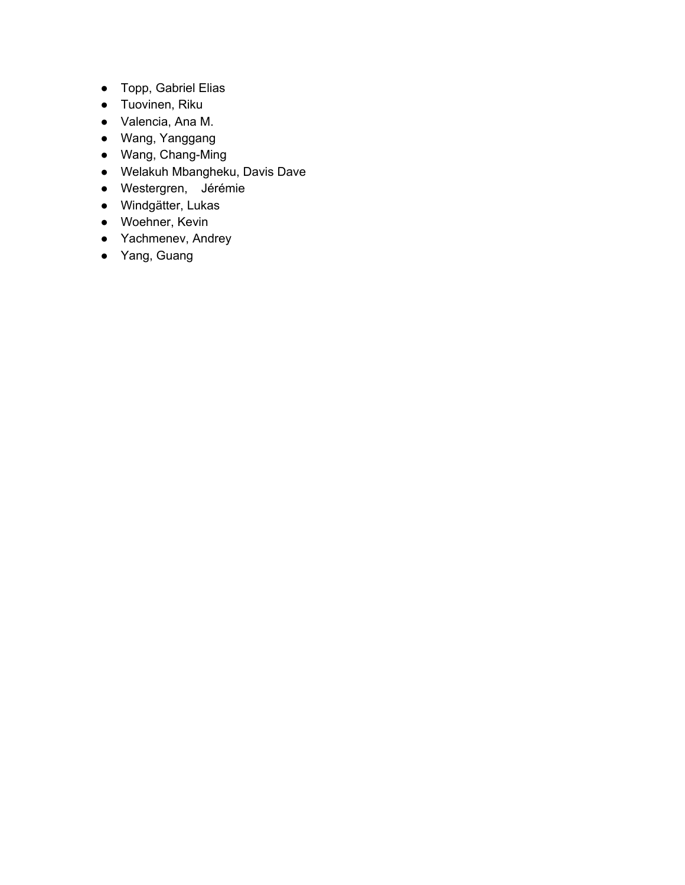- Topp, Gabriel Elias
- Tuovinen, Riku
- Valencia, Ana M.
- Wang, Yanggang
- Wang, Chang-Ming
- Welakuh Mbangheku, Davis Dave
- Westergren, Jérémie
- Windgätter, Lukas
- Woehner, Kevin
- Yachmenev, Andrey
- Yang, Guang